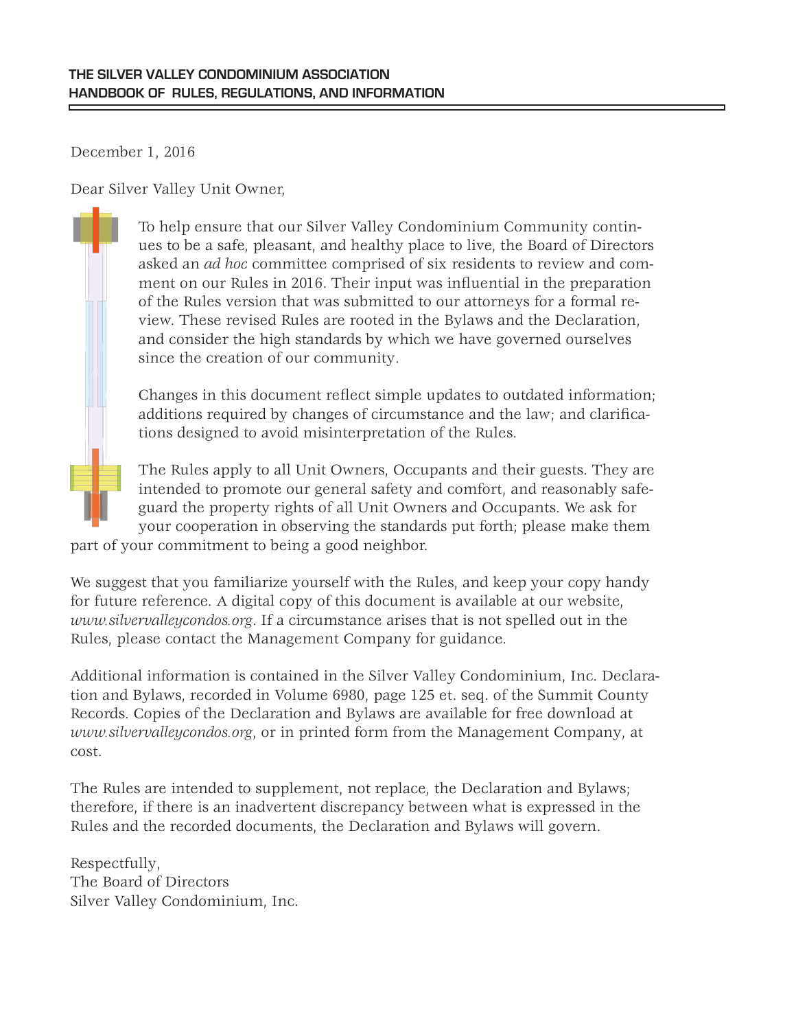**THE SILVER VALLEY CONDOMINIUM ASSOCIATION**
**HANDBOOK OF RULES, REGULATIONS, AND INFORMATION**

December 1, 2016

Dear Silver Valley Unit Owner,

To help ensure that our Silver Valley Condominium Community continues to be a safe, pleasant, and healthy place to live, the Board of Directors asked an *ad hoc* committee comprised of six residents to review and comment on our Rules in 2016. Their input was influential in the preparation of the Rules version that was submitted to our attorneys for a formal review. These revised Rules are rooted in the Bylaws and the Declaration, and consider the high standards by which we have governed ourselves since the creation of our community.

Changes in this document reflect simple updates to outdated information; additions required by changes of circumstance and the law; and clarifications designed to avoid misinterpretation of the Rules.

The Rules apply to all Unit Owners, Occupants and their guests. They are intended to promote our general safety and comfort, and reasonably safeguard the property rights of all Unit Owners and Occupants. We ask for your cooperation in observing the standards put forth; please make them part of your commitment to being a good neighbor.

We suggest that you familiarize yourself with the Rules, and keep your copy handy for future reference. A digital copy of this document is available at our website, *www.silvervalleycondos.org*. If a circumstance arises that is not spelled out in the Rules, please contact the Management Company for guidance.

Additional information is contained in the Silver Valley Condominium, Inc. Declaration and Bylaws, recorded in Volume 6980, page 125 et. seq. of the Summit County Records. Copies of the Declaration and Bylaws are available for free download at *www.silvervalleycondos.org*, or in printed form from the Management Company, at cost.

The Rules are intended to supplement, not replace, the Declaration and Bylaws; therefore, if there is an inadvertent discrepancy between what is expressed in the Rules and the recorded documents, the Declaration and Bylaws will govern.

Respectfully,
The Board of Directors
Silver Valley Condominium, Inc.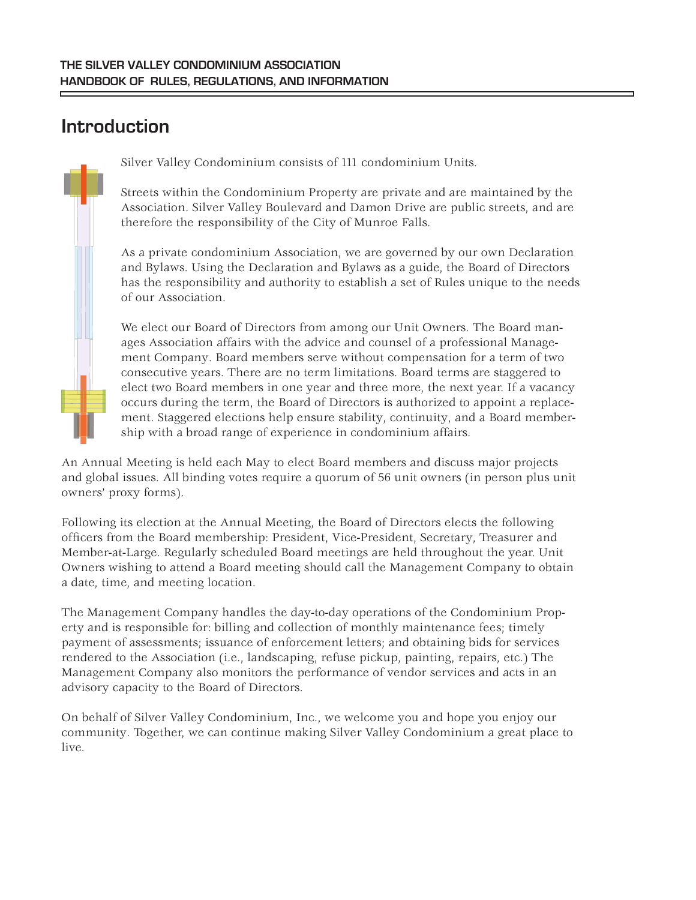# Introduction

Silver Valley Condominium consists of 111 condominium Units.

Streets within the Condominium Property are private and are maintained by the Association. Silver Valley Boulevard and Damon Drive are public streets, and are therefore the responsibility of the City of Munroe Falls.

As a private condominium Association, we are governed by our own Declaration and Bylaws. Using the Declaration and Bylaws as a guide, the Board of Directors has the responsibility and authority to establish a set of Rules unique to the needs of our Association.

We elect our Board of Directors from among our Unit Owners. The Board manages Association affairs with the advice and counsel of a professional Management Company. Board members serve without compensation for a term of two consecutive years. There are no term limitations. Board terms are staggered to elect two Board members in one year and three more, the next year. If a vacancy occurs during the term, the Board of Directors is authorized to appoint a replacement. Staggered elections help ensure stability, continuity, and a Board membership with a broad range of experience in condominium affairs.

An Annual Meeting is held each May to elect Board members and discuss major projects and global issues. All binding votes require a quorum of 56 unit owners (in person plus unit owners' proxy forms).

Following its election at the Annual Meeting, the Board of Directors elects the following officers from the Board membership: President, Vice-President, Secretary, Treasurer and Member-at-Large. Regularly scheduled Board meetings are held throughout the year. Unit Owners wishing to attend a Board meeting should call the Management Company to obtain a date, time, and meeting location.

The Management Company handles the day-to-day operations of the Condominium Property and is responsible for: billing and collection of monthly maintenance fees; timely payment of assessments; issuance of enforcement letters; and obtaining bids for services rendered to the Association (i.e., landscaping, refuse pickup, painting, repairs, etc.) The Management Company also monitors the performance of vendor services and acts in an advisory capacity to the Board of Directors.

On behalf of Silver Valley Condominium, Inc., we welcome you and hope you enjoy our community. Together, we can continue making Silver Valley Condominium a great place to live.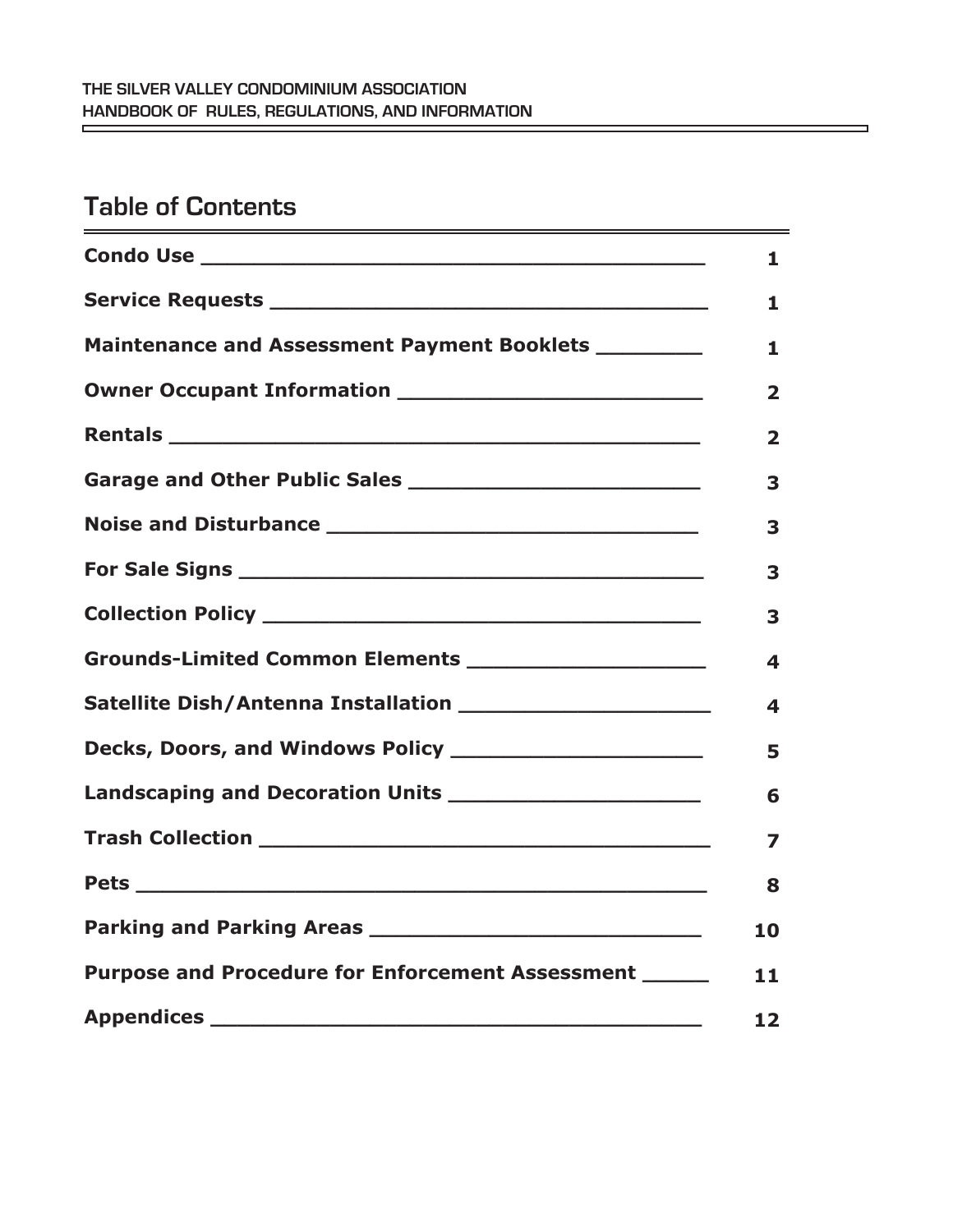# Table of Contents

| | |
|---|---|
| **Condo Use** | **1** |
| **Service Requests** | **1** |
| **Maintenance and Assessment Payment Booklets** | **1** |
| **Owner Occupant Information** | **2** |
| **Rentals** | **2** |
| **Garage and Other Public Sales** | **3** |
| **Noise and Disturbance** | **3** |
| **For Sale Signs** | **3** |
| **Collection Policy** | **3** |
| **Grounds-Limited Common Elements** | **4** |
| **Satellite Dish/Antenna Installation** | **4** |
| **Decks, Doors, and Windows Policy** | **5** |
| **Landscaping and Decoration Units** | **6** |
| **Trash Collection** | **7** |
| **Pets** | **8** |
| **Parking and Parking Areas** | **10** |
| **Purpose and Procedure for Enforcement Assessment** | **11** |
| **Appendices** | **12** |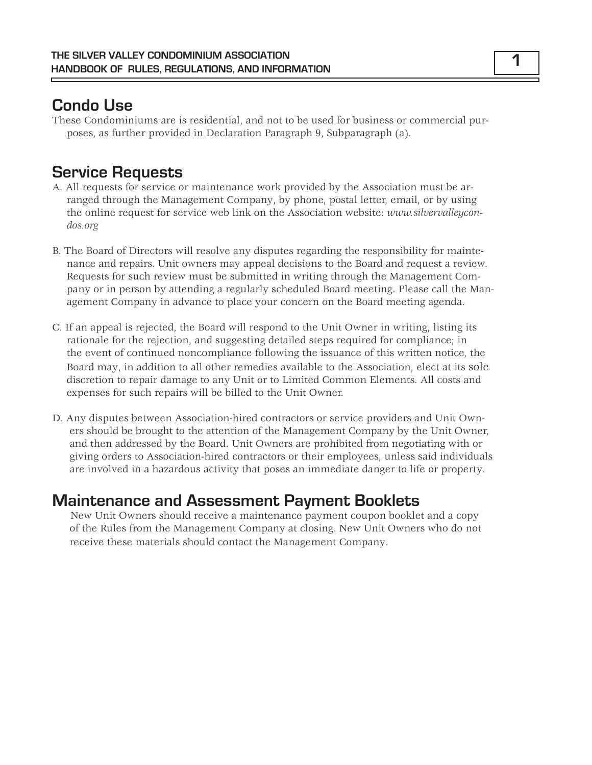## Condo Use

These Condominiums are is residential, and not to be used for business or commercial purposes, as further provided in Declaration Paragraph 9, Subparagraph (a).

## Service Requests

A. All requests for service or maintenance work provided by the Association must be arranged through the Management Company, by phone, postal letter, email, or by using the online request for service web link on the Association website: *www.silvervalleycondos.org*

B. The Board of Directors will resolve any disputes regarding the responsibility for maintenance and repairs. Unit owners may appeal decisions to the Board and request a review. Requests for such review must be submitted in writing through the Management Company or in person by attending a regularly scheduled Board meeting. Please call the Management Company in advance to place your concern on the Board meeting agenda.

C. If an appeal is rejected, the Board will respond to the Unit Owner in writing, listing its rationale for the rejection, and suggesting detailed steps required for compliance; in the event of continued noncompliance following the issuance of this written notice, the Board may, in addition to all other remedies available to the Association, elect at its sole discretion to repair damage to any Unit or to Limited Common Elements. All costs and expenses for such repairs will be billed to the Unit Owner.

D. Any disputes between Association-hired contractors or service providers and Unit Owners should be brought to the attention of the Management Company by the Unit Owner, and then addressed by the Board. Unit Owners are prohibited from negotiating with or giving orders to Association-hired contractors or their employees, unless said individuals are involved in a hazardous activity that poses an immediate danger to life or property.

## Maintenance and Assessment Payment Booklets

New Unit Owners should receive a maintenance payment coupon booklet and a copy of the Rules from the Management Company at closing. New Unit Owners who do not receive these materials should contact the Management Company.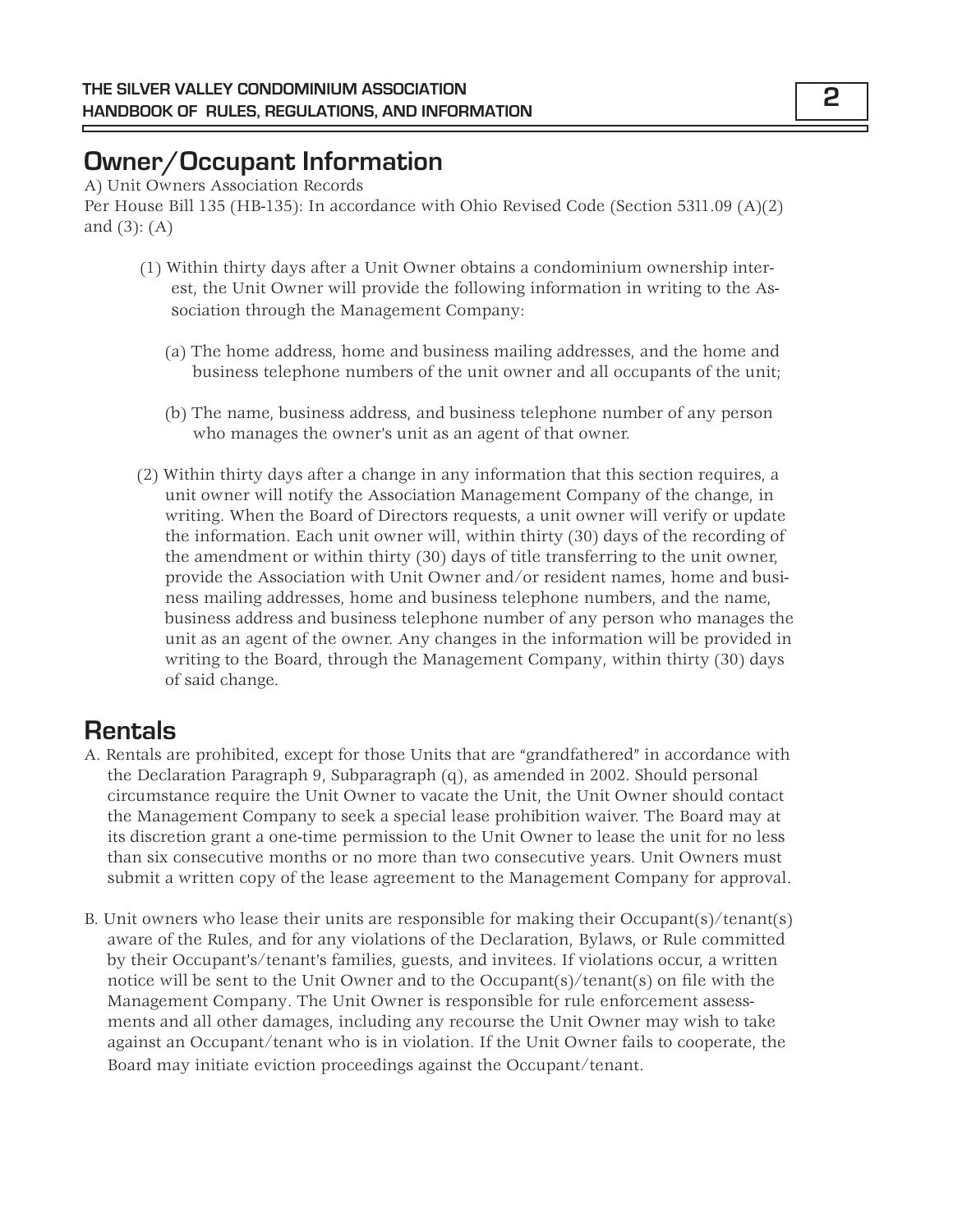## Owner/Occupant Information

A) Unit Owners Association Records

Per House Bill 135 (HB-135): In accordance with Ohio Revised Code (Section 5311.09 (A)(2) and (3): (A)

(1) Within thirty days after a Unit Owner obtains a condominium ownership interest, the Unit Owner will provide the following information in writing to the Association through the Management Company:

(a) The home address, home and business mailing addresses, and the home and business telephone numbers of the unit owner and all occupants of the unit;

(b) The name, business address, and business telephone number of any person who manages the owner's unit as an agent of that owner.

(2) Within thirty days after a change in any information that this section requires, a unit owner will notify the Association Management Company of the change, in writing. When the Board of Directors requests, a unit owner will verify or update the information. Each unit owner will, within thirty (30) days of the recording of the amendment or within thirty (30) days of title transferring to the unit owner, provide the Association with Unit Owner and/or resident names, home and business mailing addresses, home and business telephone numbers, and the name, business address and business telephone number of any person who manages the unit as an agent of the owner. Any changes in the information will be provided in writing to the Board, through the Management Company, within thirty (30) days of said change.

## Rentals

A. Rentals are prohibited, except for those Units that are "grandfathered" in accordance with the Declaration Paragraph 9, Subparagraph (q), as amended in 2002. Should personal circumstance require the Unit Owner to vacate the Unit, the Unit Owner should contact the Management Company to seek a special lease prohibition waiver. The Board may at its discretion grant a one-time permission to the Unit Owner to lease the unit for no less than six consecutive months or no more than two consecutive years. Unit Owners must submit a written copy of the lease agreement to the Management Company for approval.

B. Unit owners who lease their units are responsible for making their Occupant(s)/tenant(s) aware of the Rules, and for any violations of the Declaration, Bylaws, or Rule committed by their Occupant's/tenant's families, guests, and invitees. If violations occur, a written notice will be sent to the Unit Owner and to the Occupant(s)/tenant(s) on file with the Management Company. The Unit Owner is responsible for rule enforcement assessments and all other damages, including any recourse the Unit Owner may wish to take against an Occupant/tenant who is in violation. If the Unit Owner fails to cooperate, the Board may initiate eviction proceedings against the Occupant/tenant.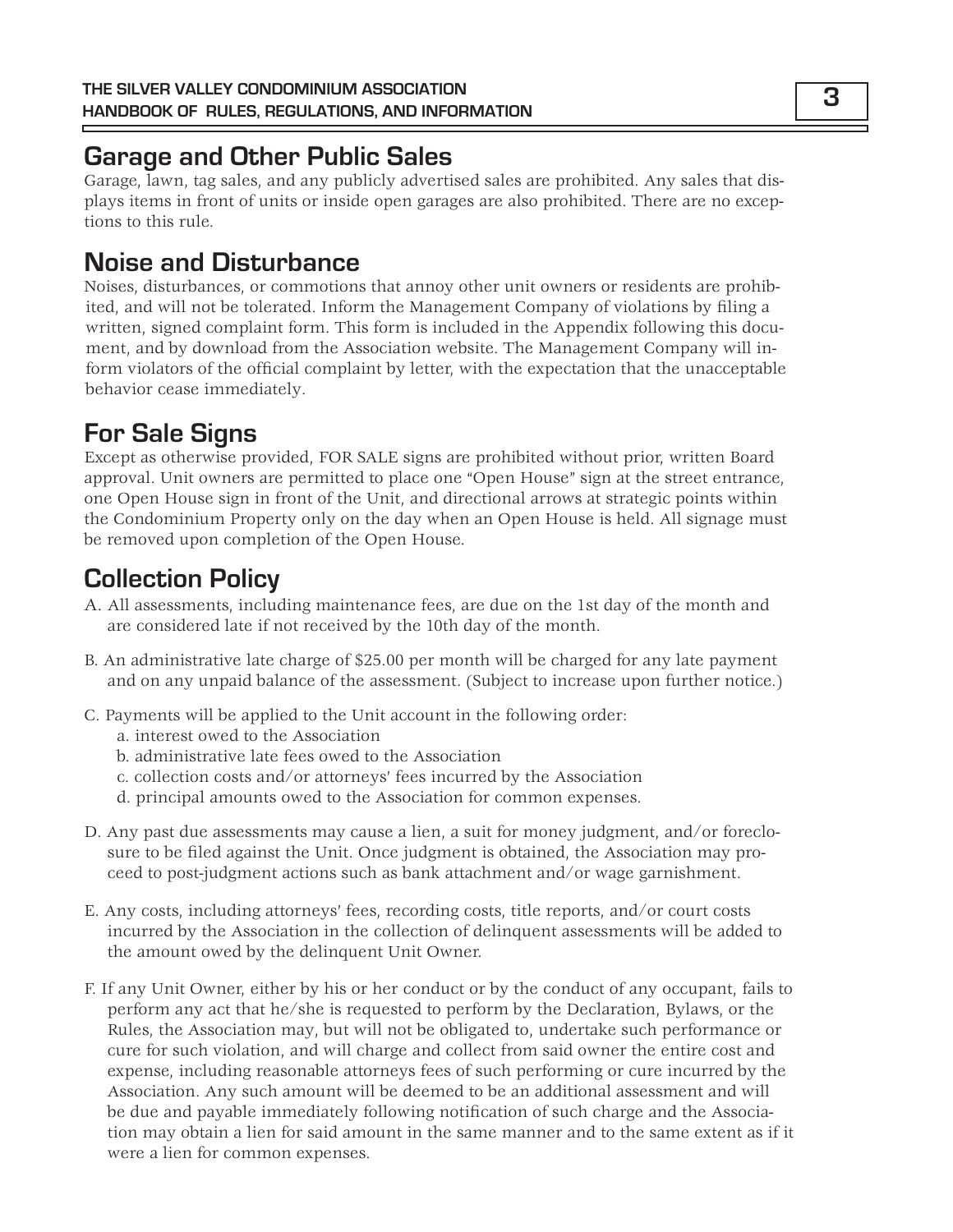## Garage and Other Public Sales

Garage, lawn, tag sales, and any publicly advertised sales are prohibited. Any sales that displays items in front of units or inside open garages are also prohibited. There are no exceptions to this rule.

## Noise and Disturbance

Noises, disturbances, or commotions that annoy other unit owners or residents are prohibited, and will not be tolerated. Inform the Management Company of violations by filing a written, signed complaint form. This form is included in the Appendix following this document, and by download from the Association website. The Management Company will inform violators of the official complaint by letter, with the expectation that the unacceptable behavior cease immediately.

## For Sale Signs

Except as otherwise provided, FOR SALE signs are prohibited without prior, written Board approval. Unit owners are permitted to place one "Open House" sign at the street entrance, one Open House sign in front of the Unit, and directional arrows at strategic points within the Condominium Property only on the day when an Open House is held. All signage must be removed upon completion of the Open House.

## Collection Policy

A. All assessments, including maintenance fees, are due on the 1st day of the month and are considered late if not received by the 10th day of the month.

B. An administrative late charge of $25.00 per month will be charged for any late payment and on any unpaid balance of the assessment. (Subject to increase upon further notice.)

C. Payments will be applied to the Unit account in the following order:
   - a. interest owed to the Association
   - b. administrative late fees owed to the Association
   - c. collection costs and/or attorneys' fees incurred by the Association
   - d. principal amounts owed to the Association for common expenses.

D. Any past due assessments may cause a lien, a suit for money judgment, and/or foreclosure to be filed against the Unit. Once judgment is obtained, the Association may proceed to post-judgment actions such as bank attachment and/or wage garnishment.

E. Any costs, including attorneys' fees, recording costs, title reports, and/or court costs incurred by the Association in the collection of delinquent assessments will be added to the amount owed by the delinquent Unit Owner.

F. If any Unit Owner, either by his or her conduct or by the conduct of any occupant, fails to perform any act that he/she is requested to perform by the Declaration, Bylaws, or the Rules, the Association may, but will not be obligated to, undertake such performance or cure for such violation, and will charge and collect from said owner the entire cost and expense, including reasonable attorneys fees of such performing or cure incurred by the Association. Any such amount will be deemed to be an additional assessment and will be due and payable immediately following notification of such charge and the Association may obtain a lien for said amount in the same manner and to the same extent as if it were a lien for common expenses.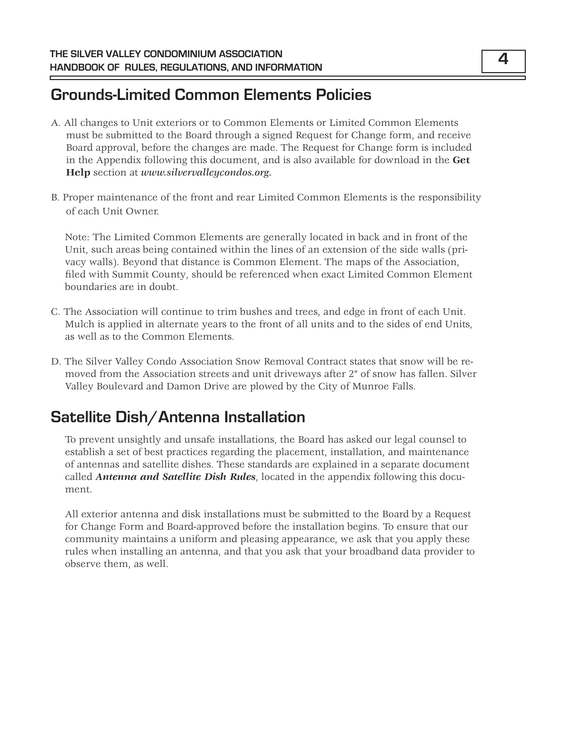## Grounds-Limited Common Elements Policies

A. All changes to Unit exteriors or to Common Elements or Limited Common Elements must be submitted to the Board through a signed Request for Change form, and receive Board approval, before the changes are made. The Request for Change form is included in the Appendix following this document, and is also available for download in the **Get Help** section at *www.silvervalleycondos.org*.

B. Proper maintenance of the front and rear Limited Common Elements is the responsibility of each Unit Owner.

Note: The Limited Common Elements are generally located in back and in front of the Unit, such areas being contained within the lines of an extension of the side walls (privacy walls). Beyond that distance is Common Element. The maps of the Association, filed with Summit County, should be referenced when exact Limited Common Element boundaries are in doubt.

C. The Association will continue to trim bushes and trees, and edge in front of each Unit. Mulch is applied in alternate years to the front of all units and to the sides of end Units, as well as to the Common Elements.

D. The Silver Valley Condo Association Snow Removal Contract states that snow will be removed from the Association streets and unit driveways after 2" of snow has fallen. Silver Valley Boulevard and Damon Drive are plowed by the City of Munroe Falls.

## Satellite Dish/Antenna Installation

To prevent unsightly and unsafe installations, the Board has asked our legal counsel to establish a set of best practices regarding the placement, installation, and maintenance of antennas and satellite dishes. These standards are explained in a separate document called ***Antenna and Satellite Dish Rules***, located in the appendix following this document.

All exterior antenna and disk installations must be submitted to the Board by a Request for Change Form and Board-approved before the installation begins. To ensure that our community maintains a uniform and pleasing appearance, we ask that you apply these rules when installing an antenna, and that you ask that your broadband data provider to observe them, as well.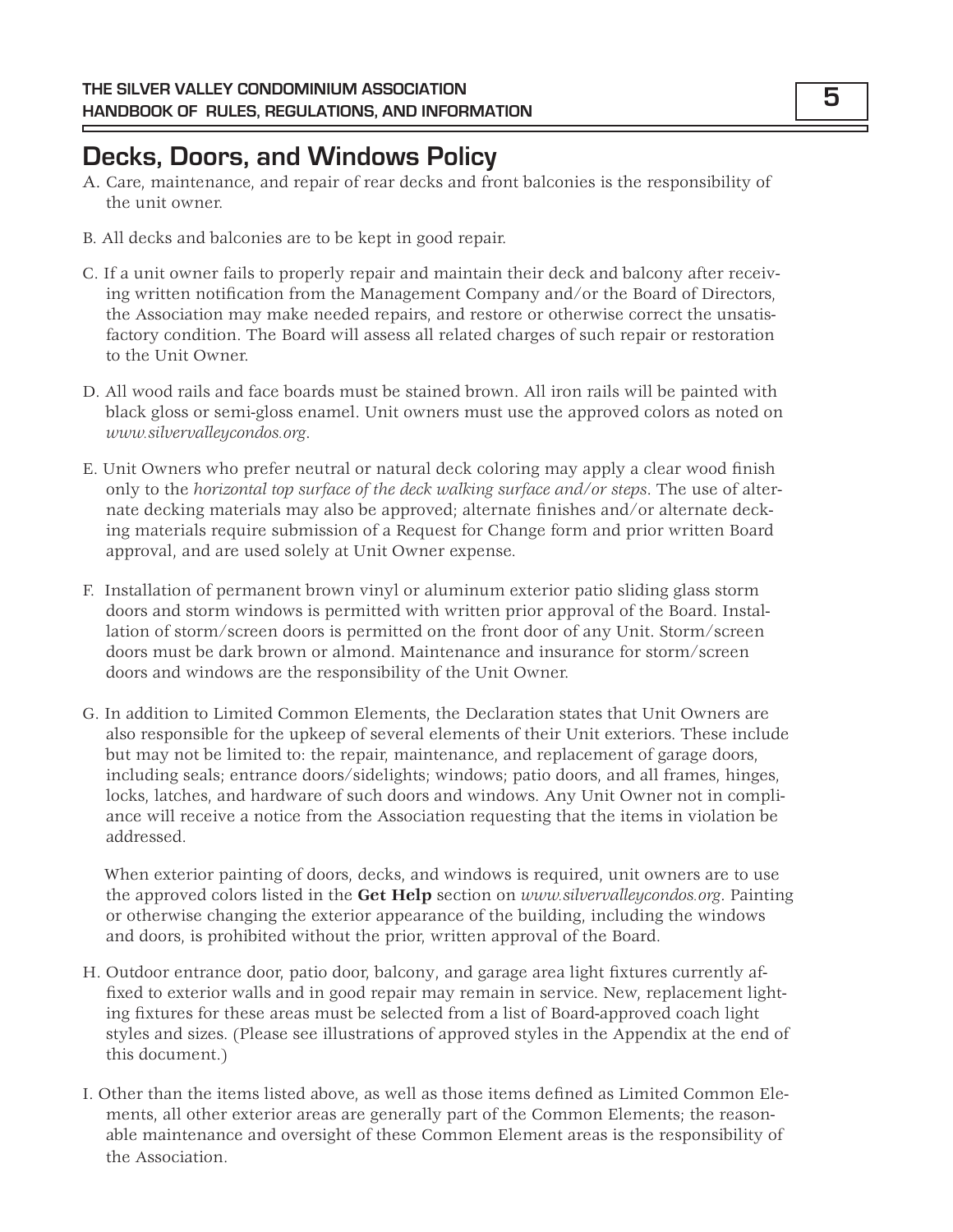## Decks, Doors, and Windows Policy

A. Care, maintenance, and repair of rear decks and front balconies is the responsibility of the unit owner.

B. All decks and balconies are to be kept in good repair.

C. If a unit owner fails to properly repair and maintain their deck and balcony after receiving written notification from the Management Company and/or the Board of Directors, the Association may make needed repairs, and restore or otherwise correct the unsatisfactory condition. The Board will assess all related charges of such repair or restoration to the Unit Owner.

D. All wood rails and face boards must be stained brown. All iron rails will be painted with black gloss or semi-gloss enamel. Unit owners must use the approved colors as noted on *www.silvervalleycondos.org*.

E. Unit Owners who prefer neutral or natural deck coloring may apply a clear wood finish only to the *horizontal top surface of the deck walking surface and/or steps*. The use of alternate decking materials may also be approved; alternate finishes and/or alternate decking materials require submission of a Request for Change form and prior written Board approval, and are used solely at Unit Owner expense.

F. Installation of permanent brown vinyl or aluminum exterior patio sliding glass storm doors and storm windows is permitted with written prior approval of the Board. Installation of storm/screen doors is permitted on the front door of any Unit. Storm/screen doors must be dark brown or almond. Maintenance and insurance for storm/screen doors and windows are the responsibility of the Unit Owner.

G. In addition to Limited Common Elements, the Declaration states that Unit Owners are also responsible for the upkeep of several elements of their Unit exteriors. These include but may not be limited to: the repair, maintenance, and replacement of garage doors, including seals; entrance doors/sidelights; windows; patio doors, and all frames, hinges, locks, latches, and hardware of such doors and windows. Any Unit Owner not in compliance will receive a notice from the Association requesting that the items in violation be addressed.

   When exterior painting of doors, decks, and windows is required, unit owners are to use the approved colors listed in the **Get Help** section on *www.silvervalleycondos.org*. Painting or otherwise changing the exterior appearance of the building, including the windows and doors, is prohibited without the prior, written approval of the Board.

H. Outdoor entrance door, patio door, balcony, and garage area light fixtures currently affixed to exterior walls and in good repair may remain in service. New, replacement lighting fixtures for these areas must be selected from a list of Board-approved coach light styles and sizes. (Please see illustrations of approved styles in the Appendix at the end of this document.)

I. Other than the items listed above, as well as those items defined as Limited Common Elements, all other exterior areas are generally part of the Common Elements; the reasonable maintenance and oversight of these Common Element areas is the responsibility of the Association.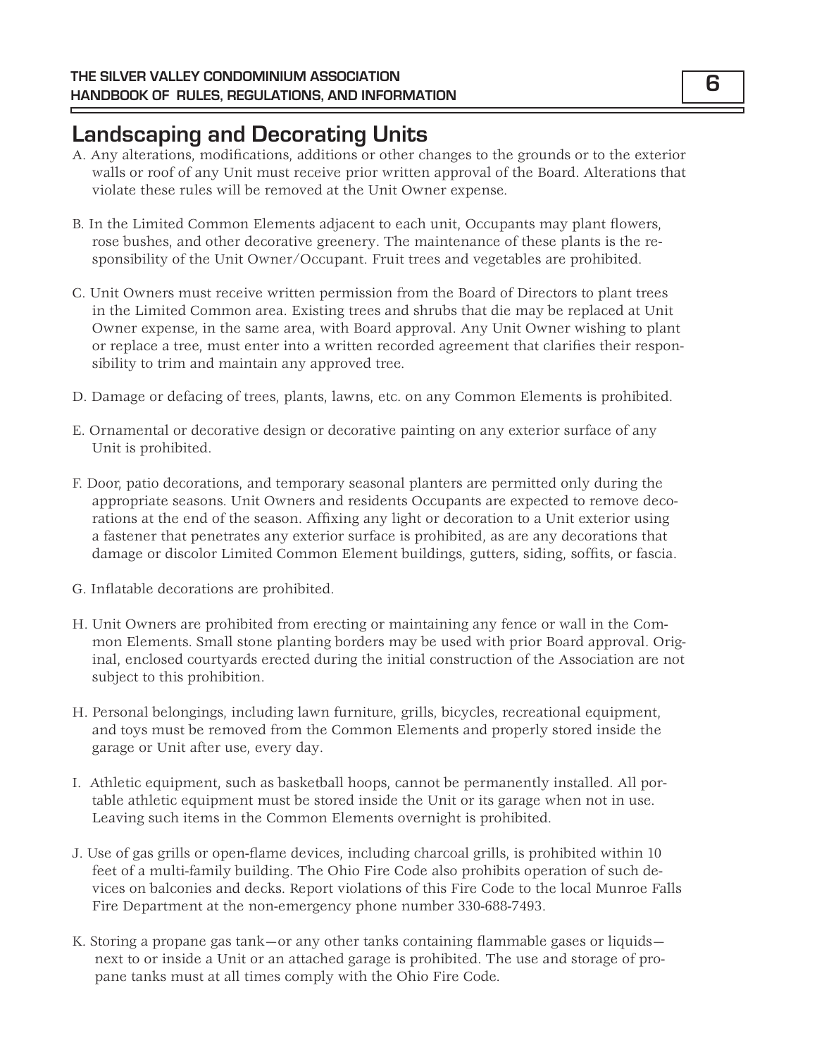## Landscaping and Decorating Units

A. Any alterations, modifications, additions or other changes to the grounds or to the exterior walls or roof of any Unit must receive prior written approval of the Board. Alterations that violate these rules will be removed at the Unit Owner expense.

B. In the Limited Common Elements adjacent to each unit, Occupants may plant flowers, rose bushes, and other decorative greenery. The maintenance of these plants is the responsibility of the Unit Owner/Occupant. Fruit trees and vegetables are prohibited.

C. Unit Owners must receive written permission from the Board of Directors to plant trees in the Limited Common area. Existing trees and shrubs that die may be replaced at Unit Owner expense, in the same area, with Board approval. Any Unit Owner wishing to plant or replace a tree, must enter into a written recorded agreement that clarifies their responsibility to trim and maintain any approved tree.

D. Damage or defacing of trees, plants, lawns, etc. on any Common Elements is prohibited.

E. Ornamental or decorative design or decorative painting on any exterior surface of any Unit is prohibited.

F. Door, patio decorations, and temporary seasonal planters are permitted only during the appropriate seasons. Unit Owners and residents Occupants are expected to remove decorations at the end of the season. Affixing any light or decoration to a Unit exterior using a fastener that penetrates any exterior surface is prohibited, as are any decorations that damage or discolor Limited Common Element buildings, gutters, siding, soffits, or fascia.

G. Inflatable decorations are prohibited.

H. Unit Owners are prohibited from erecting or maintaining any fence or wall in the Common Elements. Small stone planting borders may be used with prior Board approval. Original, enclosed courtyards erected during the initial construction of the Association are not subject to this prohibition.

H. Personal belongings, including lawn furniture, grills, bicycles, recreational equipment, and toys must be removed from the Common Elements and properly stored inside the garage or Unit after use, every day.

I. Athletic equipment, such as basketball hoops, cannot be permanently installed. All portable athletic equipment must be stored inside the Unit or its garage when not in use. Leaving such items in the Common Elements overnight is prohibited.

J. Use of gas grills or open-flame devices, including charcoal grills, is prohibited within 10 feet of a multi-family building. The Ohio Fire Code also prohibits operation of such devices on balconies and decks. Report violations of this Fire Code to the local Munroe Falls Fire Department at the non-emergency phone number 330-688-7493.

K. Storing a propane gas tank—or any other tanks containing flammable gases or liquids—next to or inside a Unit or an attached garage is prohibited. The use and storage of propane tanks must at all times comply with the Ohio Fire Code.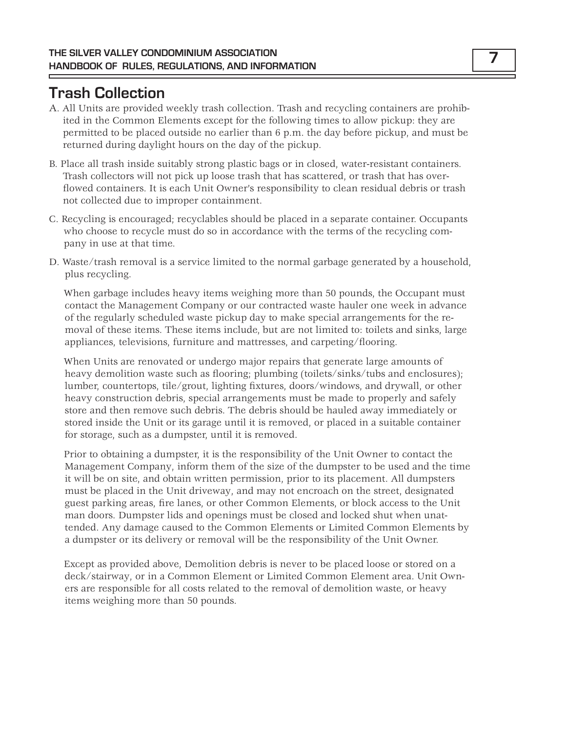## Trash Collection

A. All Units are provided weekly trash collection. Trash and recycling containers are prohibited in the Common Elements except for the following times to allow pickup: they are permitted to be placed outside no earlier than 6 p.m. the day before pickup, and must be returned during daylight hours on the day of the pickup.

B. Place all trash inside suitably strong plastic bags or in closed, water-resistant containers. Trash collectors will not pick up loose trash that has scattered, or trash that has overflowed containers. It is each Unit Owner's responsibility to clean residual debris or trash not collected due to improper containment.

C. Recycling is encouraged; recyclables should be placed in a separate container. Occupants who choose to recycle must do so in accordance with the terms of the recycling company in use at that time.

D. Waste/trash removal is a service limited to the normal garbage generated by a household, plus recycling.

When garbage includes heavy items weighing more than 50 pounds, the Occupant must contact the Management Company or our contracted waste hauler one week in advance of the regularly scheduled waste pickup day to make special arrangements for the removal of these items. These items include, but are not limited to: toilets and sinks, large appliances, televisions, furniture and mattresses, and carpeting/flooring.

When Units are renovated or undergo major repairs that generate large amounts of heavy demolition waste such as flooring; plumbing (toilets/sinks/tubs and enclosures); lumber, countertops, tile/grout, lighting fixtures, doors/windows, and drywall, or other heavy construction debris, special arrangements must be made to properly and safely store and then remove such debris. The debris should be hauled away immediately or stored inside the Unit or its garage until it is removed, or placed in a suitable container for storage, such as a dumpster, until it is removed.

Prior to obtaining a dumpster, it is the responsibility of the Unit Owner to contact the Management Company, inform them of the size of the dumpster to be used and the time it will be on site, and obtain written permission, prior to its placement. All dumpsters must be placed in the Unit driveway, and may not encroach on the street, designated guest parking areas, fire lanes, or other Common Elements, or block access to the Unit man doors. Dumpster lids and openings must be closed and locked shut when unattended. Any damage caused to the Common Elements or Limited Common Elements by a dumpster or its delivery or removal will be the responsibility of the Unit Owner.

Except as provided above, Demolition debris is never to be placed loose or stored on a deck/stairway, or in a Common Element or Limited Common Element area. Unit Owners are responsible for all costs related to the removal of demolition waste, or heavy items weighing more than 50 pounds.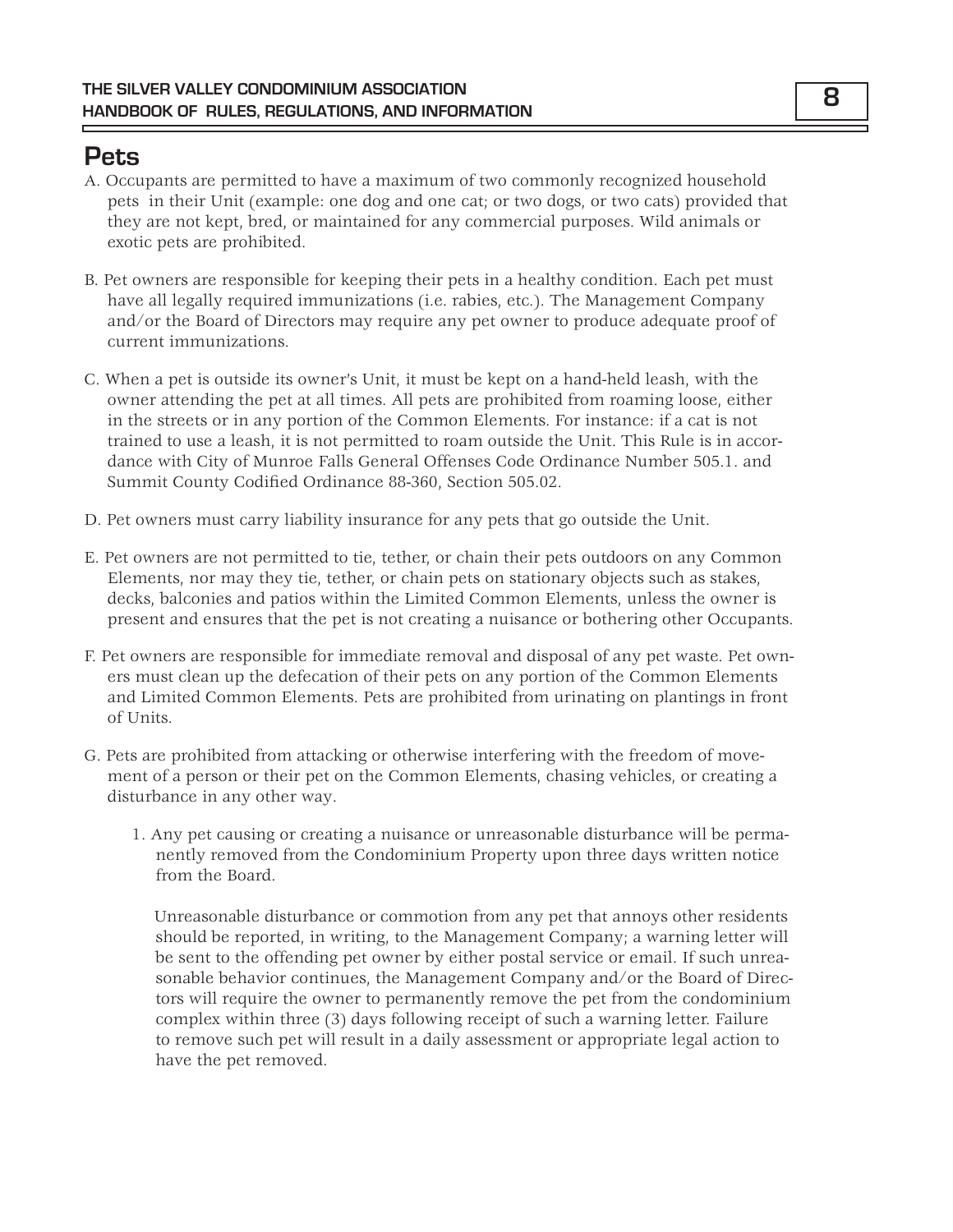## Pets

A. Occupants are permitted to have a maximum of two commonly recognized household pets in their Unit (example: one dog and one cat; or two dogs, or two cats) provided that they are not kept, bred, or maintained for any commercial purposes. Wild animals or exotic pets are prohibited.

B. Pet owners are responsible for keeping their pets in a healthy condition. Each pet must have all legally required immunizations (i.e. rabies, etc.). The Management Company and/or the Board of Directors may require any pet owner to produce adequate proof of current immunizations.

C. When a pet is outside its owner's Unit, it must be kept on a hand-held leash, with the owner attending the pet at all times. All pets are prohibited from roaming loose, either in the streets or in any portion of the Common Elements. For instance: if a cat is not trained to use a leash, it is not permitted to roam outside the Unit. This Rule is in accordance with City of Munroe Falls General Offenses Code Ordinance Number 505.1. and Summit County Codified Ordinance 88-360, Section 505.02.

D. Pet owners must carry liability insurance for any pets that go outside the Unit.

E. Pet owners are not permitted to tie, tether, or chain their pets outdoors on any Common Elements, nor may they tie, tether, or chain pets on stationary objects such as stakes, decks, balconies and patios within the Limited Common Elements, unless the owner is present and ensures that the pet is not creating a nuisance or bothering other Occupants.

F. Pet owners are responsible for immediate removal and disposal of any pet waste. Pet owners must clean up the defecation of their pets on any portion of the Common Elements and Limited Common Elements. Pets are prohibited from urinating on plantings in front of Units.

G. Pets are prohibited from attacking or otherwise interfering with the freedom of movement of a person or their pet on the Common Elements, chasing vehicles, or creating a disturbance in any other way.

1. Any pet causing or creating a nuisance or unreasonable disturbance will be permanently removed from the Condominium Property upon three days written notice from the Board.

   Unreasonable disturbance or commotion from any pet that annoys other residents should be reported, in writing, to the Management Company; a warning letter will be sent to the offending pet owner by either postal service or email. If such unreasonable behavior continues, the Management Company and/or the Board of Directors will require the owner to permanently remove the pet from the condominium complex within three (3) days following receipt of such a warning letter. Failure to remove such pet will result in a daily assessment or appropriate legal action to have the pet removed.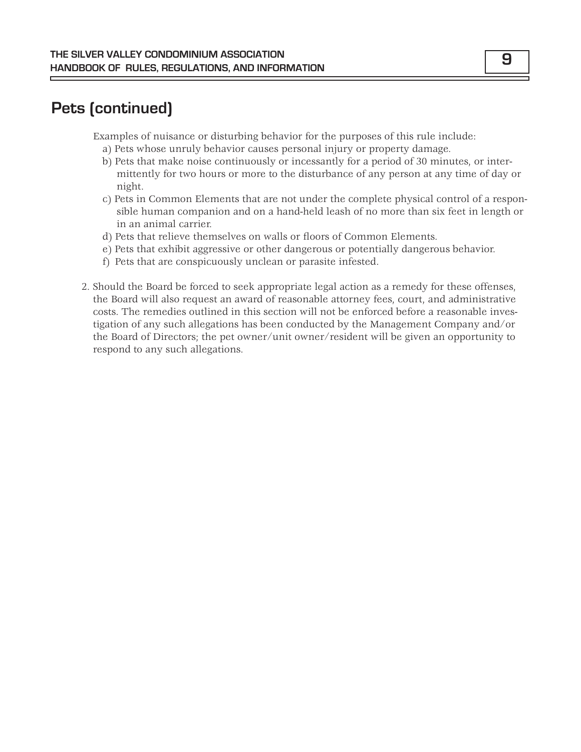## Pets (continued)

Examples of nuisance or disturbing behavior for the purposes of this rule include:

a) Pets whose unruly behavior causes personal injury or property damage.

b) Pets that make noise continuously or incessantly for a period of 30 minutes, or intermittently for two hours or more to the disturbance of any person at any time of day or night.

c) Pets in Common Elements that are not under the complete physical control of a responsible human companion and on a hand-held leash of no more than six feet in length or in an animal carrier.

d) Pets that relieve themselves on walls or floors of Common Elements.

e) Pets that exhibit aggressive or other dangerous or potentially dangerous behavior.

f) Pets that are conspicuously unclean or parasite infested.

2. Should the Board be forced to seek appropriate legal action as a remedy for these offenses, the Board will also request an award of reasonable attorney fees, court, and administrative costs. The remedies outlined in this section will not be enforced before a reasonable investigation of any such allegations has been conducted by the Management Company and/or the Board of Directors; the pet owner/unit owner/resident will be given an opportunity to respond to any such allegations.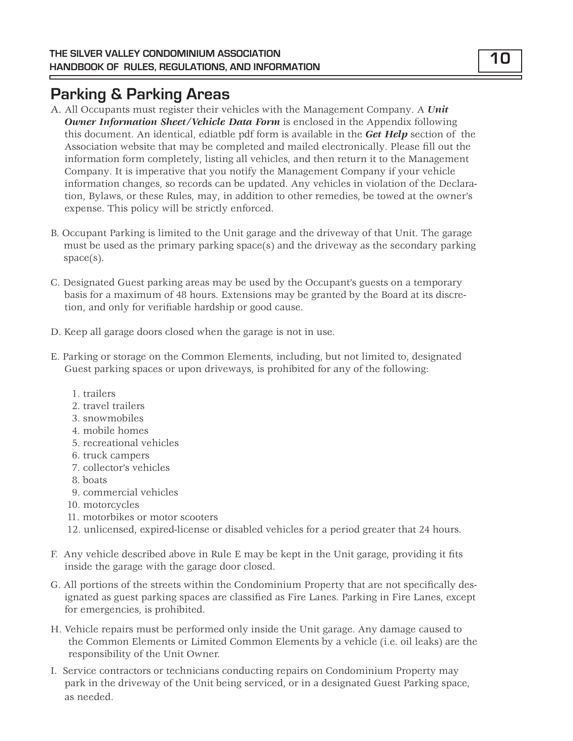## Parking & Parking Areas

A. All Occupants must register their vehicles with the Management Company. A ***Unit Owner Information Sheet/Vehicle Data Form*** is enclosed in the Appendix following this document. An identical, ediatble pdf form is available in the ***Get Help*** section of the Association website that may be completed and mailed electronically. Please fill out the information form completely, listing all vehicles, and then return it to the Management Company. It is imperative that you notify the Management Company if your vehicle information changes, so records can be updated. Any vehicles in violation of the Declaration, Bylaws, or these Rules, may, in addition to other remedies, be towed at the owner's expense. This policy will be strictly enforced.

B. Occupant Parking is limited to the Unit garage and the driveway of that Unit. The garage must be used as the primary parking space(s) and the driveway as the secondary parking space(s).

C. Designated Guest parking areas may be used by the Occupant's guests on a temporary basis for a maximum of 48 hours. Extensions may be granted by the Board at its discretion, and only for verifiable hardship or good cause.

D. Keep all garage doors closed when the garage is not in use.

E. Parking or storage on the Common Elements, including, but not limited to, designated Guest parking spaces or upon driveways, is prohibited for any of the following:

1. trailers
2. travel trailers
3. snowmobiles
4. mobile homes
5. recreational vehicles
6. truck campers
7. collector's vehicles
8. boats
9. commercial vehicles
10. motorcycles
11. motorbikes or motor scooters
12. unlicensed, expired-license or disabled vehicles for a period greater that 24 hours.

F. Any vehicle described above in Rule E may be kept in the Unit garage, providing it fits inside the garage with the garage door closed.

G. All portions of the streets within the Condominium Property that are not specifically designated as guest parking spaces are classified as Fire Lanes. Parking in Fire Lanes, except for emergencies, is prohibited.

H. Vehicle repairs must be performed only inside the Unit garage. Any damage caused to the Common Elements or Limited Common Elements by a vehicle (i.e. oil leaks) are the responsibility of the Unit Owner.

I. Service contractors or technicians conducting repairs on Condominium Property may park in the driveway of the Unit being serviced, or in a designated Guest Parking space, as needed.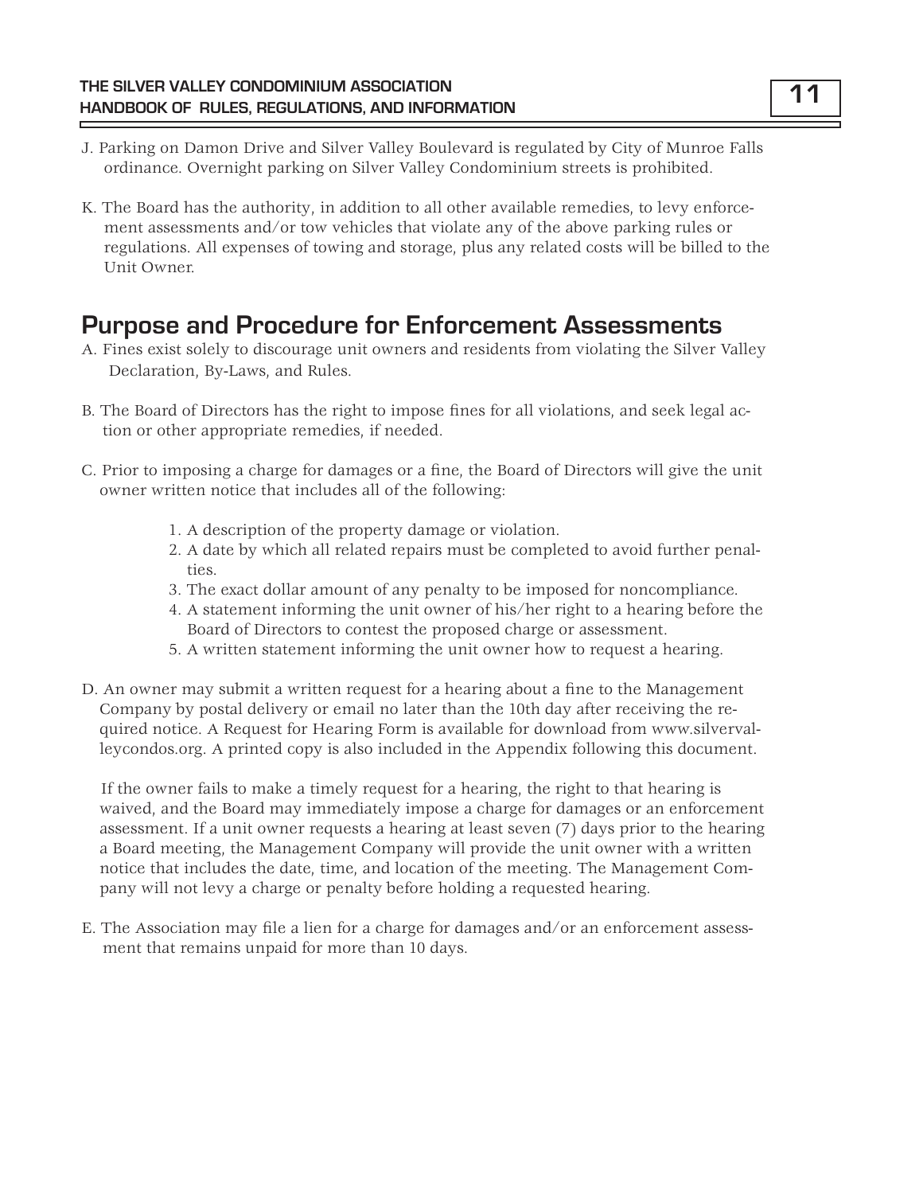J. Parking on Damon Drive and Silver Valley Boulevard is regulated by City of Munroe Falls ordinance. Overnight parking on Silver Valley Condominium streets is prohibited.

K. The Board has the authority, in addition to all other available remedies, to levy enforcement assessments and/or tow vehicles that violate any of the above parking rules or regulations. All expenses of towing and storage, plus any related costs will be billed to the Unit Owner.

## Purpose and Procedure for Enforcement Assessments

A. Fines exist solely to discourage unit owners and residents from violating the Silver Valley Declaration, By-Laws, and Rules.

B. The Board of Directors has the right to impose fines for all violations, and seek legal action or other appropriate remedies, if needed.

C. Prior to imposing a charge for damages or a fine, the Board of Directors will give the unit owner written notice that includes all of the following:

1. A description of the property damage or violation.
2. A date by which all related repairs must be completed to avoid further penalties.
3. The exact dollar amount of any penalty to be imposed for noncompliance.
4. A statement informing the unit owner of his/her right to a hearing before the Board of Directors to contest the proposed charge or assessment.
5. A written statement informing the unit owner how to request a hearing.

D. An owner may submit a written request for a hearing about a fine to the Management Company by postal delivery or email no later than the 10th day after receiving the required notice. A Request for Hearing Form is available for download from www.silvervalleycondos.org. A printed copy is also included in the Appendix following this document.

If the owner fails to make a timely request for a hearing, the right to that hearing is waived, and the Board may immediately impose a charge for damages or an enforcement assessment. If a unit owner requests a hearing at least seven (7) days prior to the hearing a Board meeting, the Management Company will provide the unit owner with a written notice that includes the date, time, and location of the meeting. The Management Company will not levy a charge or penalty before holding a requested hearing.

E. The Association may file a lien for a charge for damages and/or an enforcement assessment that remains unpaid for more than 10 days.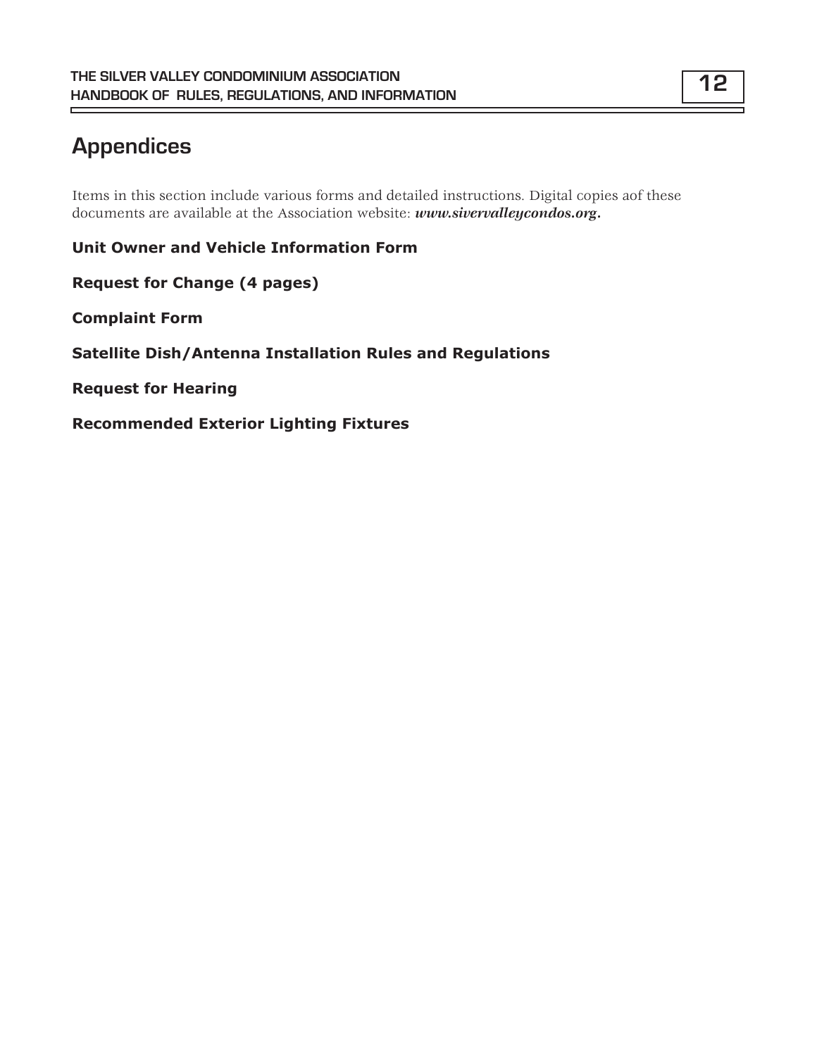# Appendices

Items in this section include various forms and detailed instructions. Digital copies aof these documents are available at the Association website: ***www.sivervalleycondos.org***.

**Unit Owner and Vehicle Information Form**

**Request for Change (4 pages)**

**Complaint Form**

**Satellite Dish/Antenna Installation Rules and Regulations**

**Request for Hearing**

**Recommended Exterior Lighting Fixtures**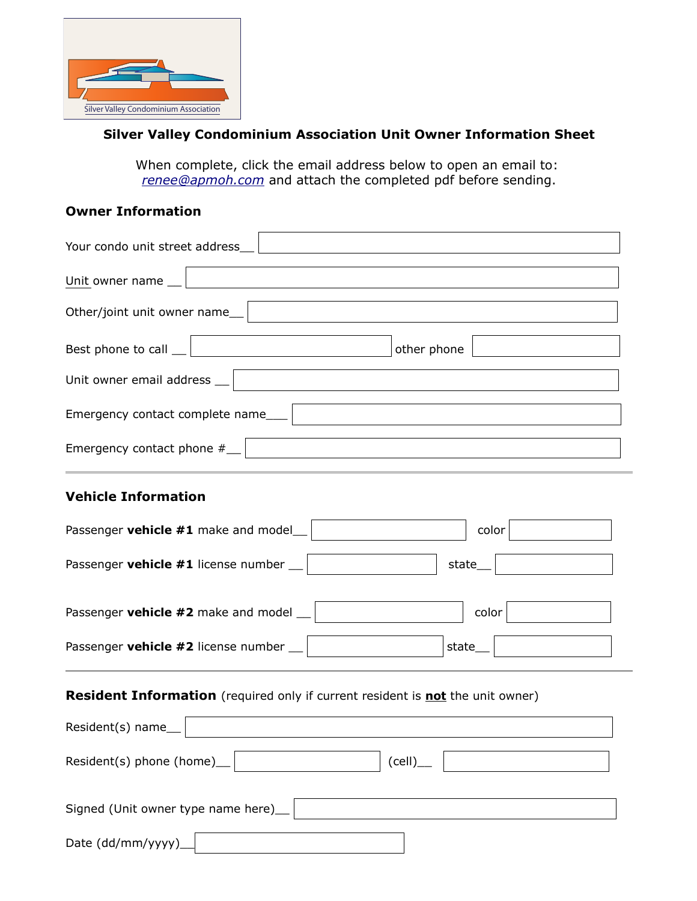Silver Valley Condominium Association

# Silver Valley Condominium Association Unit Owner Information Sheet

When complete, click the email address below to open an email to: *renee@apmoh.com* and attach the completed pdf before sending.

## Owner Information

Your condo unit street address__

Unit owner name __

Other/joint unit owner name__

Best phone to call __ other phone

Unit owner email address __

Emergency contact complete name___

Emergency contact phone #__

---

## Vehicle Information

Passenger **vehicle #1** make and model__ color

Passenger **vehicle #1** license number __ state__

Passenger **vehicle #2** make and model __ color

Passenger **vehicle #2** license number __ state__

---

## Resident Information (required only if current resident is **not** the unit owner)

Resident(s) name__

Resident(s) phone (home)__ (cell)__

Signed (Unit owner type name here)__

Date (dd/mm/yyyy)__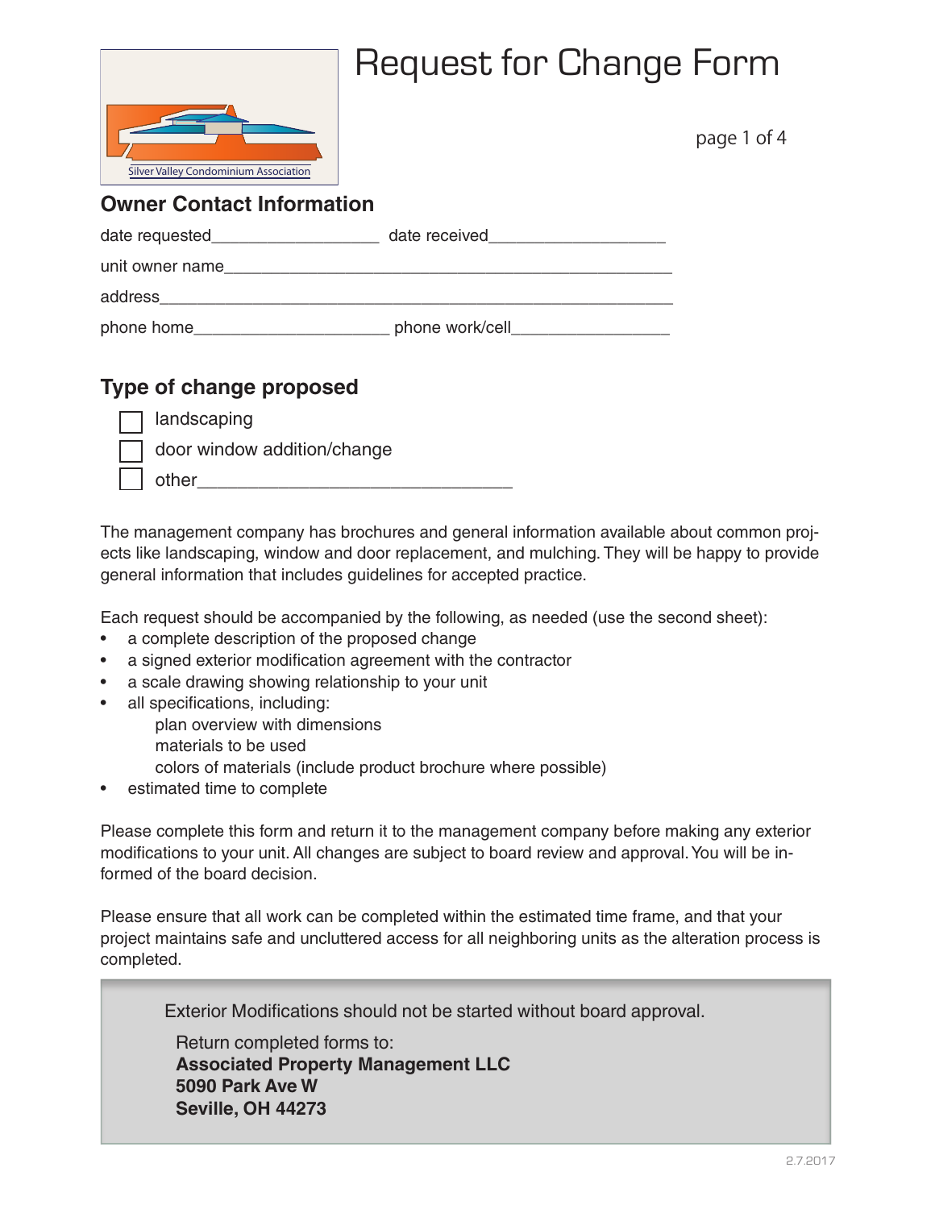# Request for Change Form

Silver Valley Condominium Association

## Owner Contact Information

date requested__________________ date received___________________

unit owner name_________________________________________________

address________________________________________________________

phone home_____________________ phone work/cell_________________

## Type of change proposed

- ☐ landscaping
- ☐ door window addition/change
- ☐ other________________________________

The management company has brochures and general information available about common projects like landscaping, window and door replacement, and mulching. They will be happy to provide general information that includes guidelines for accepted practice.

Each request should be accompanied by the following, as needed (use the second sheet):

- a complete description of the proposed change
- a signed exterior modification agreement with the contractor
- a scale drawing showing relationship to your unit
- all specifications, including:
  - plan overview with dimensions
  - materials to be used
  - colors of materials (include product brochure where possible)
- estimated time to complete

Please complete this form and return it to the management company before making any exterior modifications to your unit. All changes are subject to board review and approval. You will be informed of the board decision.

Please ensure that all work can be completed within the estimated time frame, and that your project maintains safe and uncluttered access for all neighboring units as the alteration process is completed.

Exterior Modifications should not be started without board approval.

Return completed forms to:
**Associated Property Management LLC**
**5090 Park Ave W**
**Seville, OH 44273**

2.7.2017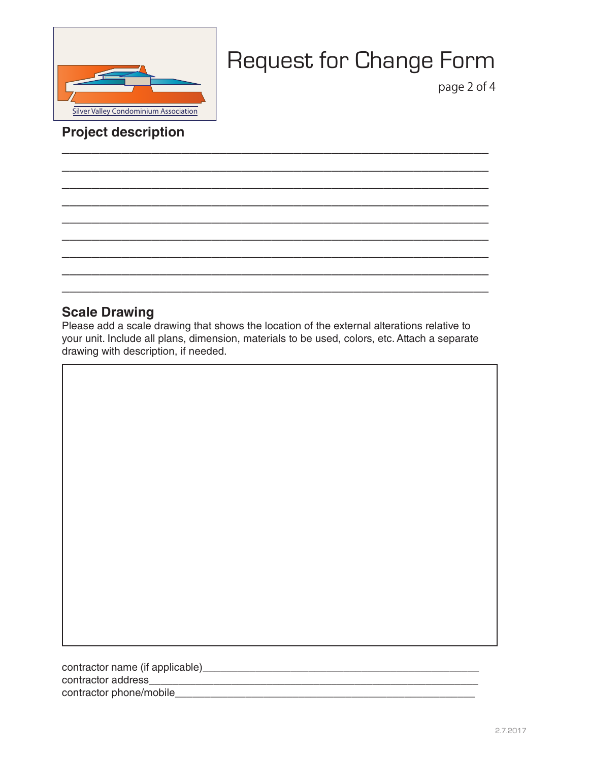# Request for Change Form

Silver Valley Condominium Association

## Project description

\_\_\_\_\_\_\_\_\_\_\_\_\_\_\_\_\_\_\_\_\_\_\_\_\_\_\_\_\_\_\_\_\_\_\_\_\_\_\_\_\_\_\_\_\_\_\_\_\_\_\_\_\_\_\_\_\_\_\_\_
\_\_\_\_\_\_\_\_\_\_\_\_\_\_\_\_\_\_\_\_\_\_\_\_\_\_\_\_\_\_\_\_\_\_\_\_\_\_\_\_\_\_\_\_\_\_\_\_\_\_\_\_\_\_\_\_\_\_\_\_
\_\_\_\_\_\_\_\_\_\_\_\_\_\_\_\_\_\_\_\_\_\_\_\_\_\_\_\_\_\_\_\_\_\_\_\_\_\_\_\_\_\_\_\_\_\_\_\_\_\_\_\_\_\_\_\_\_\_\_\_
\_\_\_\_\_\_\_\_\_\_\_\_\_\_\_\_\_\_\_\_\_\_\_\_\_\_\_\_\_\_\_\_\_\_\_\_\_\_\_\_\_\_\_\_\_\_\_\_\_\_\_\_\_\_\_\_\_\_\_\_
\_\_\_\_\_\_\_\_\_\_\_\_\_\_\_\_\_\_\_\_\_\_\_\_\_\_\_\_\_\_\_\_\_\_\_\_\_\_\_\_\_\_\_\_\_\_\_\_\_\_\_\_\_\_\_\_\_\_\_\_
\_\_\_\_\_\_\_\_\_\_\_\_\_\_\_\_\_\_\_\_\_\_\_\_\_\_\_\_\_\_\_\_\_\_\_\_\_\_\_\_\_\_\_\_\_\_\_\_\_\_\_\_\_\_\_\_\_\_\_\_
\_\_\_\_\_\_\_\_\_\_\_\_\_\_\_\_\_\_\_\_\_\_\_\_\_\_\_\_\_\_\_\_\_\_\_\_\_\_\_\_\_\_\_\_\_\_\_\_\_\_\_\_\_\_\_\_\_\_\_\_
\_\_\_\_\_\_\_\_\_\_\_\_\_\_\_\_\_\_\_\_\_\_\_\_\_\_\_\_\_\_\_\_\_\_\_\_\_\_\_\_\_\_\_\_\_\_\_\_\_\_\_\_\_\_\_\_\_\_\_\_
\_\_\_\_\_\_\_\_\_\_\_\_\_\_\_\_\_\_\_\_\_\_\_\_\_\_\_\_\_\_\_\_\_\_\_\_\_\_\_\_\_\_\_\_\_\_\_\_\_\_\_\_\_\_\_\_\_\_\_\_

## Scale Drawing

Please add a scale drawing that shows the location of the external alterations relative to your unit. Include all plans, dimension, materials to be used, colors, etc. Attach a separate drawing with description, if needed.

contractor name (if applicable)\_\_\_\_\_\_\_\_\_\_\_\_\_\_\_\_\_\_\_\_\_\_\_\_\_\_\_\_\_\_\_\_\_\_\_\_\_\_\_\_
contractor address\_\_\_\_\_\_\_\_\_\_\_\_\_\_\_\_\_\_\_\_\_\_\_\_\_\_\_\_\_\_\_\_\_\_\_\_\_\_\_\_\_\_\_\_\_\_\_\_
contractor phone/mobile\_\_\_\_\_\_\_\_\_\_\_\_\_\_\_\_\_\_\_\_\_\_\_\_\_\_\_\_\_\_\_\_\_\_\_\_\_\_\_\_\_\_\_\_

2.7.2017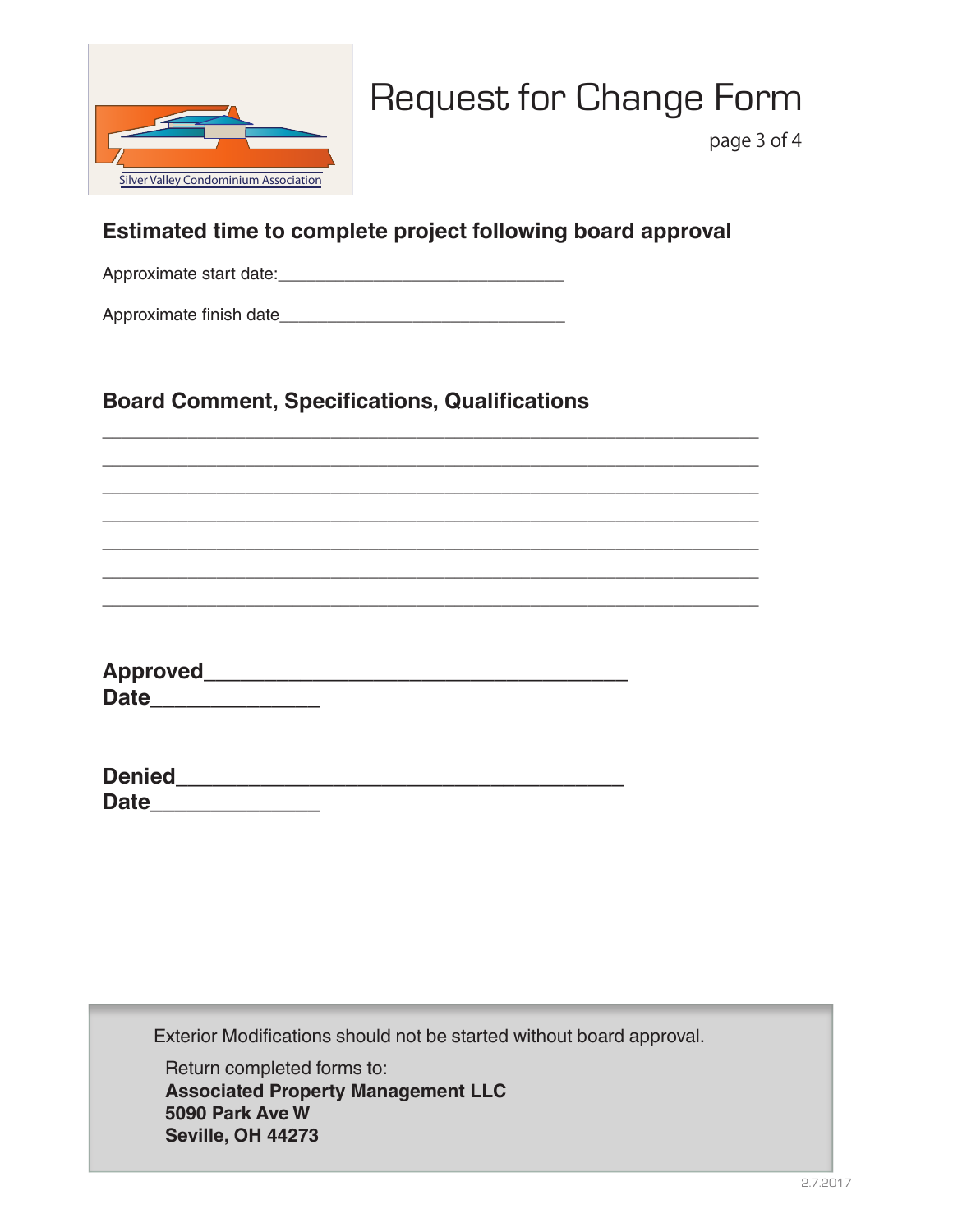# Request for Change Form

Silver Valley Condominium Association

## Estimated time to complete project following board approval

Approximate start date:______________________________

Approximate finish date______________________________

## Board Comment, Specifications, Qualifications

______________________________________________________________________
______________________________________________________________________
______________________________________________________________________
______________________________________________________________________
______________________________________________________________________
______________________________________________________________________
______________________________________________________________________

**Approved**__________________________________
**Date**______________

**Denied**____________________________________
**Date**______________

Exterior Modifications should not be started without board approval.

Return completed forms to:
**Associated Property Management LLC**
**5090 Park Ave W**
**Seville, OH 44273**

2.7.2017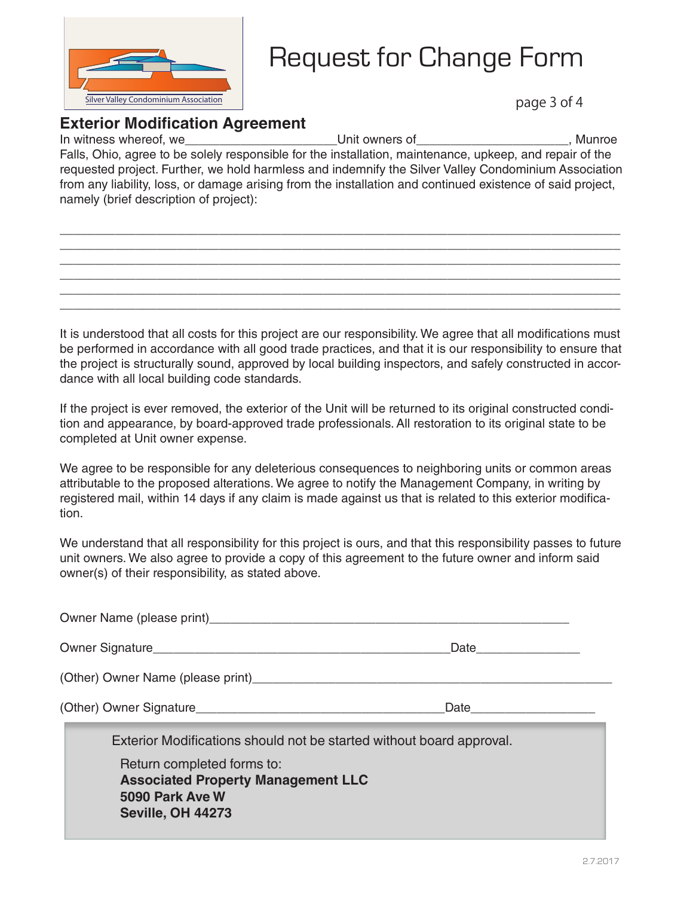Silver Valley Condominium Association

# Request for Change Form

## Exterior Modification Agreement

In witness whereof, we______________________Unit owners of______________________, Munroe Falls, Ohio, agree to be solely responsible for the installation, maintenance, upkeep, and repair of the requested project. Further, we hold harmless and indemnify the Silver Valley Condominium Association from any liability, loss, or damage arising from the installation and continued existence of said project, namely (brief description of project):

_______________________________________________________________________________
_______________________________________________________________________________
_______________________________________________________________________________
_______________________________________________________________________________
_______________________________________________________________________________
_______________________________________________________________________________

It is understood that all costs for this project are our responsibility. We agree that all modifications must be performed in accordance with all good trade practices, and that it is our responsibility to ensure that the project is structurally sound, approved by local building inspectors, and safely constructed in accordance with all local building code standards.

If the project is ever removed, the exterior of the Unit will be returned to its original constructed condition and appearance, by board-approved trade professionals. All restoration to its original state to be completed at Unit owner expense.

We agree to be responsible for any deleterious consequences to neighboring units or common areas attributable to the proposed alterations. We agree to notify the Management Company, in writing by registered mail, within 14 days if any claim is made against us that is related to this exterior modification.

We understand that all responsibility for this project is ours, and that this responsibility passes to future unit owners. We also agree to provide a copy of this agreement to the future owner and inform said owner(s) of their responsibility, as stated above.

Owner Name (please print)_____________________________________________________

Owner Signature___________________________________________Date_______________

(Other) Owner Name (please print)_____________________________________________________

(Other) Owner Signature___________________________________Date_________________

Exterior Modifications should not be started without board approval.

Return completed forms to:
**Associated Property Management LLC**
**5090 Park Ave W**
**Seville, OH 44273**

2.7.2017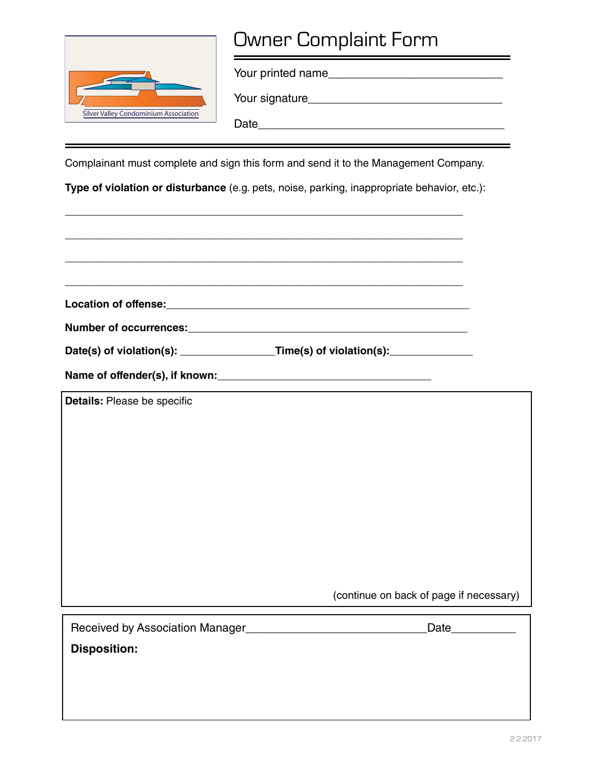Silver Valley Condominium Association

# Owner Complaint Form

Your printed name____________________________

Your signature______________________________

Date_____________________________________

Complainant must complete and sign this form and send it to the Management Company.

**Type of violation or disturbance** (e.g. pets, noise, parking, inappropriate behavior, etc.):

_______________________________________________________________

_______________________________________________________________

_______________________________________________________________

_______________________________________________________________

**Location of offense:**_____________________________________________

**Number of occurrences:**__________________________________________

**Date(s) of violation(s):** ______________**Time(s) of violation(s):**____________

**Name of offender(s), if known:**______________________________

**Details:** Please be specific

(continue on back of page if necessary)

Received by Association Manager_________________________Date_________

**Disposition:**

2.2.2017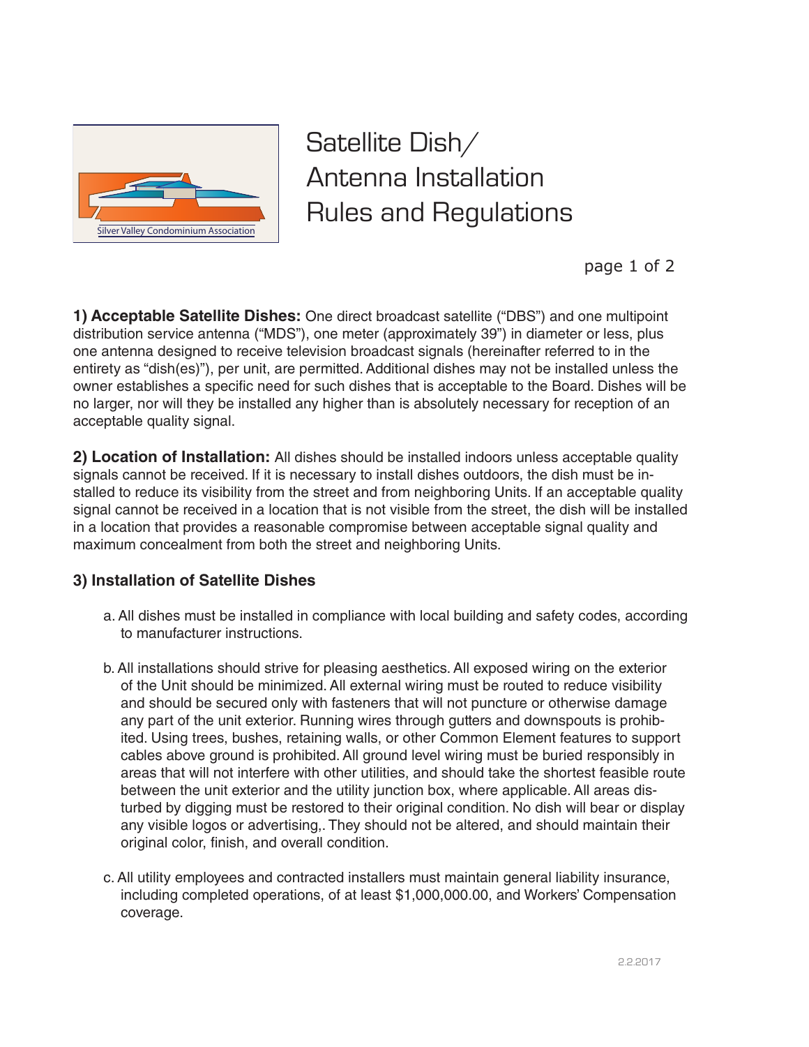Silver Valley Condominium Association

# Satellite Dish/ Antenna Installation Rules and Regulations

**1) Acceptable Satellite Dishes:** One direct broadcast satellite ("DBS") and one multipoint distribution service antenna ("MDS"), one meter (approximately 39") in diameter or less, plus one antenna designed to receive television broadcast signals (hereinafter referred to in the entirety as "dish(es)"), per unit, are permitted. Additional dishes may not be installed unless the owner establishes a specific need for such dishes that is acceptable to the Board. Dishes will be no larger, nor will they be installed any higher than is absolutely necessary for reception of an acceptable quality signal.

**2) Location of Installation:** All dishes should be installed indoors unless acceptable quality signals cannot be received. If it is necessary to install dishes outdoors, the dish must be installed to reduce its visibility from the street and from neighboring Units. If an acceptable quality signal cannot be received in a location that is not visible from the street, the dish will be installed in a location that provides a reasonable compromise between acceptable signal quality and maximum concealment from both the street and neighboring Units.

**3) Installation of Satellite Dishes**

a. All dishes must be installed in compliance with local building and safety codes, according to manufacturer instructions.

b. All installations should strive for pleasing aesthetics. All exposed wiring on the exterior of the Unit should be minimized. All external wiring must be routed to reduce visibility and should be secured only with fasteners that will not puncture or otherwise damage any part of the unit exterior. Running wires through gutters and downspouts is prohibited. Using trees, bushes, retaining walls, or other Common Element features to support cables above ground is prohibited. All ground level wiring must be buried responsibly in areas that will not interfere with other utilities, and should take the shortest feasible route between the unit exterior and the utility junction box, where applicable. All areas disturbed by digging must be restored to their original condition. No dish will bear or display any visible logos or advertising,. They should not be altered, and should maintain their original color, finish, and overall condition.

c. All utility employees and contracted installers must maintain general liability insurance, including completed operations, of at least $1,000,000.00, and Workers' Compensation coverage.

2.2.2017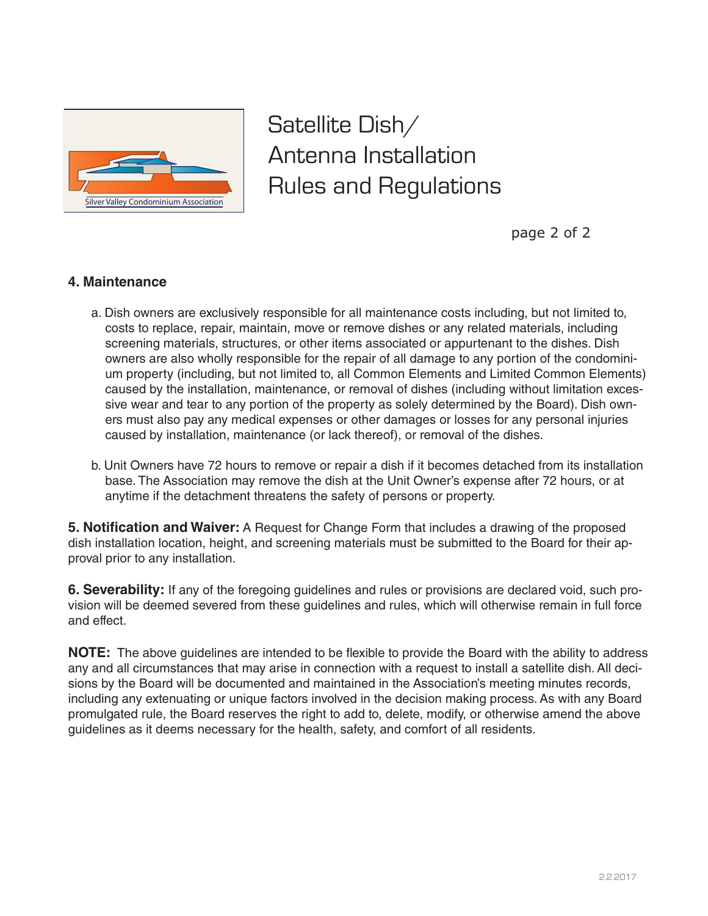# Satellite Dish/ Antenna Installation Rules and Regulations

### 4. Maintenance

a. Dish owners are exclusively responsible for all maintenance costs including, but not limited to, costs to replace, repair, maintain, move or remove dishes or any related materials, including screening materials, structures, or other items associated or appurtenant to the dishes. Dish owners are also wholly responsible for the repair of all damage to any portion of the condominium property (including, but not limited to, all Common Elements and Limited Common Elements) caused by the installation, maintenance, or removal of dishes (including without limitation excessive wear and tear to any portion of the property as solely determined by the Board). Dish owners must also pay any medical expenses or other damages or losses for any personal injuries caused by installation, maintenance (or lack thereof), or removal of the dishes.

b. Unit Owners have 72 hours to remove or repair a dish if it becomes detached from its installation base. The Association may remove the dish at the Unit Owner's expense after 72 hours, or at anytime if the detachment threatens the safety of persons or property.

**5. Notification and Waiver:** A Request for Change Form that includes a drawing of the proposed dish installation location, height, and screening materials must be submitted to the Board for their approval prior to any installation.

**6. Severability:** If any of the foregoing guidelines and rules or provisions are declared void, such provision will be deemed severed from these guidelines and rules, which will otherwise remain in full force and effect.

**NOTE:** The above guidelines are intended to be flexible to provide the Board with the ability to address any and all circumstances that may arise in connection with a request to install a satellite dish. All decisions by the Board will be documented and maintained in the Association's meeting minutes records, including any extenuating or unique factors involved in the decision making process. As with any Board promulgated rule, the Board reserves the right to add to, delete, modify, or otherwise amend the above guidelines as it deems necessary for the health, safety, and comfort of all residents.

2.2.2017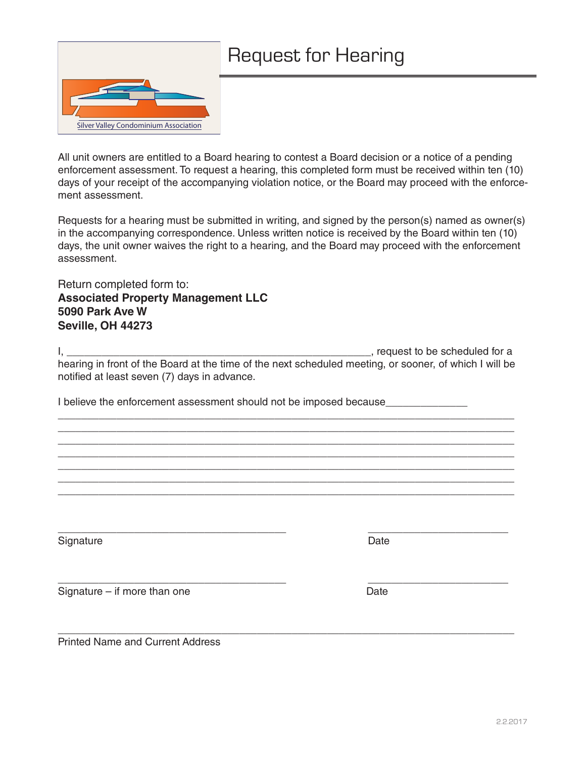Silver Valley Condominium Association

# Request for Hearing

All unit owners are entitled to a Board hearing to contest a Board decision or a notice of a pending enforcement assessment. To request a hearing, this completed form must be received within ten (10) days of your receipt of the accompanying violation notice, or the Board may proceed with the enforcement assessment.

Requests for a hearing must be submitted in writing, and signed by the person(s) named as owner(s) in the accompanying correspondence. Unless written notice is received by the Board within ten (10) days, the unit owner waives the right to a hearing, and the Board may proceed with the enforcement assessment.

Return completed form to:
**Associated Property Management LLC**
**5090 Park Ave W**
**Seville, OH 44273**

I, ________________________________________________________, request to be scheduled for a hearing in front of the Board at the time of the next scheduled meeting, or sooner, of which I will be notified at least seven (7) days in advance.

I believe the enforcement assessment should not be imposed because______________

_____________________________________________________________________________

_____________________________________________________________________________

_____________________________________________________________________________

_____________________________________________________________________________

_____________________________________________________________________________

_____________________________________________________________________________

_____________________________________________________________________________

________________________________________ ________________________

Signature Date

________________________________________ ________________________

Signature – if more than one Date

_____________________________________________________________________________

Printed Name and Current Address

2.2.2017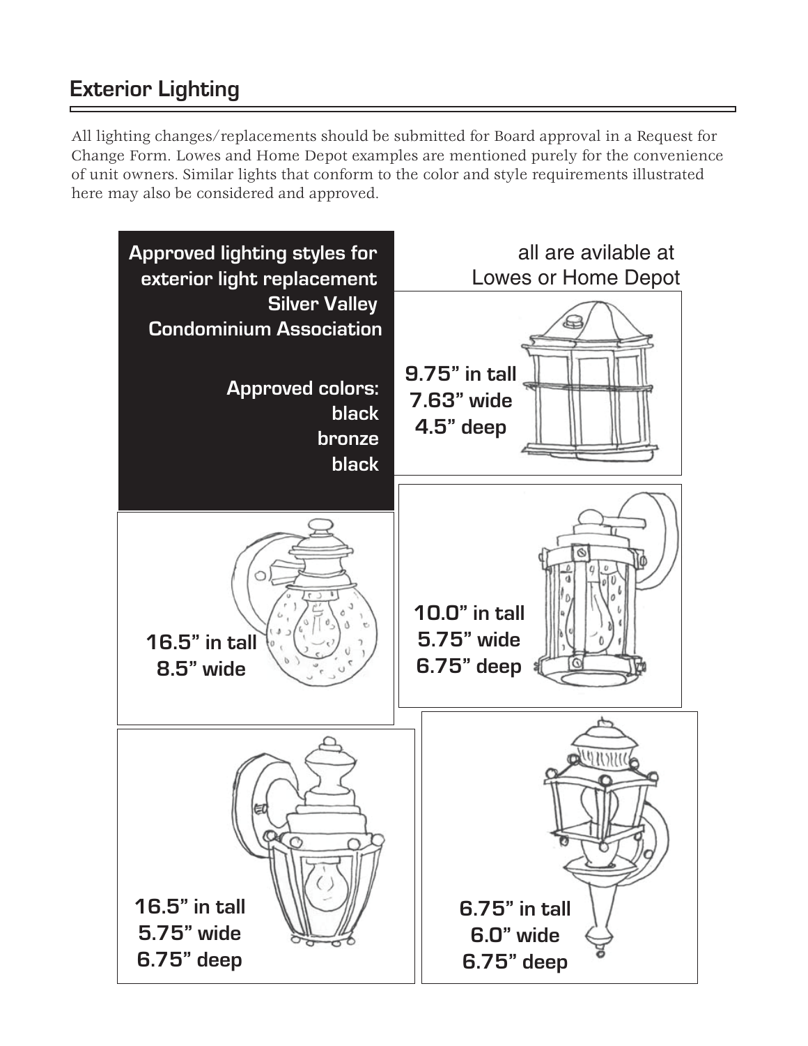## Exterior Lighting

All lighting changes/replacements should be submitted for Board approval in a Request for Change Form. Lowes and Home Depot examples are mentioned purely for the convenience of unit owners. Similar lights that conform to the color and style requirements illustrated here may also be considered and approved.

**Approved lighting styles for exterior light replacement Silver Valley Condominium Association**

**Approved colors:**
**black**
**bronze**
**black**

all are avilable at Lowes or Home Depot

**9.75" in tall**
**7.63" wide**
**4.5" deep**

**16.5" in tall**
**8.5" wide**

**10.0" in tall**
**5.75" wide**
**6.75" deep**

**16.5" in tall**
**5.75" wide**
**6.75" deep**

**6.75" in tall**
**6.0" wide**
**6.75" deep**